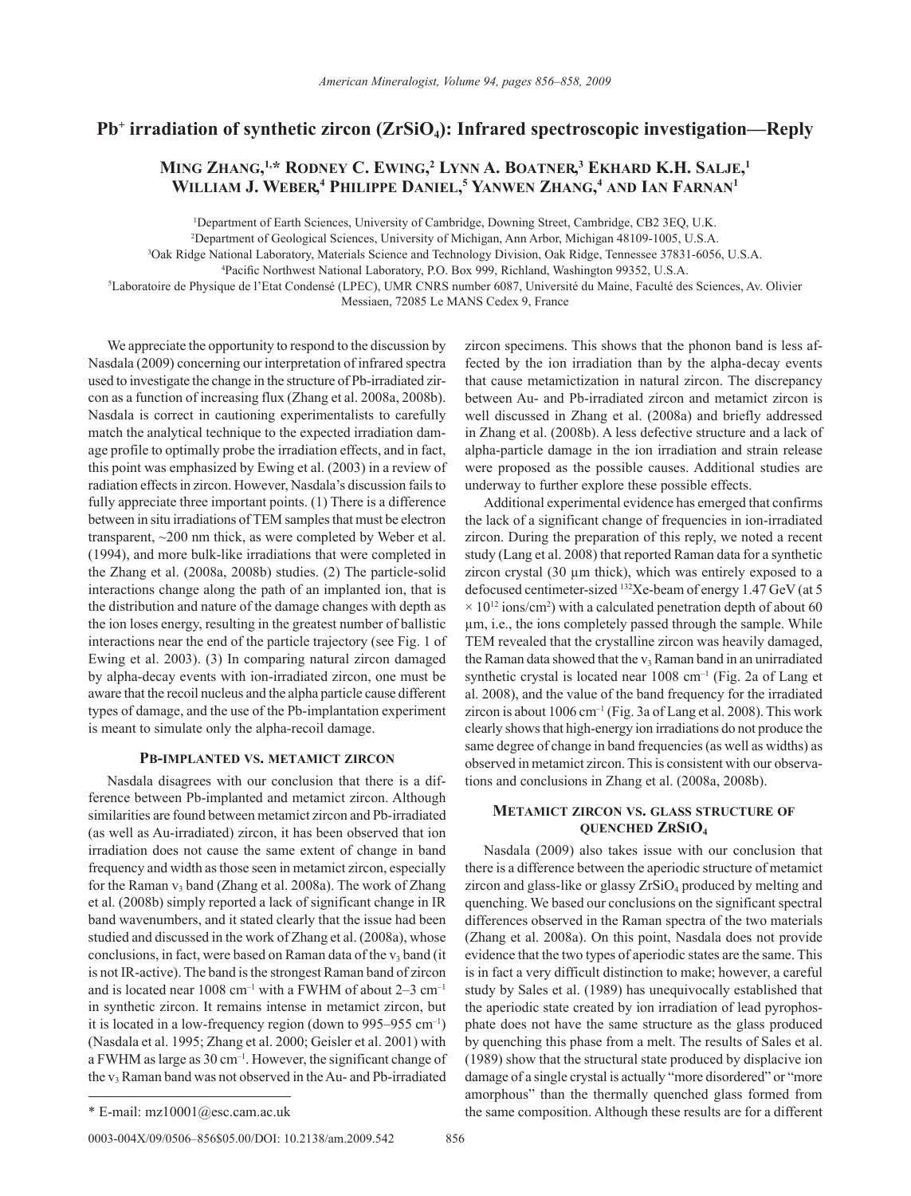# Pb+ irradiation of synthetic zircon ($ZrSiO_4$): Infrared spectroscopic investigation—Reply

**Ming Zhang,[1,*] Rodney C. Ewing,[2] Lynn A. Boatner,[3] Ekhard K.H. Salje,[1] William J. Weber,[4] Philippe Daniel,[5] Yanwen Zhang,[4] and Ian Farnan[1]**

[1]Department of Earth Sciences, University of Cambridge, Downing Street, Cambridge, CB2 3EQ, U.K.
[2]Department of Geological Sciences, University of Michigan, Ann Arbor, Michigan 48109-1005, U.S.A.
[3]Oak Ridge National Laboratory, Materials Science and Technology Division, Oak Ridge, Tennessee 37831-6056, U.S.A.
[4]Pacific Northwest National Laboratory, P.O. Box 999, Richland, Washington 99352, U.S.A.
[5]Laboratoire de Physique de l'Etat Condensé (LPEC), UMR CNRS number 6087, Université du Maine, Faculté des Sciences, Av. Olivier Messiaen, 72085 Le MANS Cedex 9, France

We appreciate the opportunity to respond to the discussion by Nasdala (2009) concerning our interpretation of infrared spectra used to investigate the change in the structure of Pb-irradiated zircon as a function of increasing flux (Zhang et al. 2008a, 2008b). Nasdala is correct in cautioning experimentalists to carefully match the analytical technique to the expected irradiation damage profile to optimally probe the irradiation effects, and in fact, this point was emphasized by Ewing et al. (2003) in a review of radiation effects in zircon. However, Nasdala's discussion fails to fully appreciate three important points. (1) There is a difference between in situ irradiations of TEM samples that must be electron transparent, ~200 nm thick, as were completed by Weber et al. (1994), and more bulk-like irradiations that were completed in the Zhang et al. (2008a, 2008b) studies. (2) The particle-solid interactions change along the path of an implanted ion, that is the distribution and nature of the damage changes with depth as the ion loses energy, resulting in the greatest number of ballistic interactions near the end of the particle trajectory (see Fig. 1 of Ewing et al. 2003). (3) In comparing natural zircon damaged by alpha-decay events with ion-irradiated zircon, one must be aware that the recoil nucleus and the alpha particle cause different types of damage, and the use of the Pb-implantation experiment is meant to simulate only the alpha-recoil damage.

## Pb-implanted vs. metamict zircon

Nasdala disagrees with our conclusion that there is a difference between Pb-implanted and metamict zircon. Although similarities are found between metamict zircon and Pb-irradiated (as well as Au-irradiated) zircon, it has been observed that ion irradiation does not cause the same extent of change in band frequency and width as those seen in metamict zircon, especially for the Raman $v_3$ band (Zhang et al. 2008a). The work of Zhang et al. (2008b) simply reported a lack of significant change in IR band wavenumbers, and it stated clearly that the issue had been studied and discussed in the work of Zhang et al. (2008a), whose conclusions, in fact, were based on Raman data of the $v_3$ band (it is not IR-active). The band is the strongest Raman band of zircon and is located near 1008 cm$^{-1}$ with a FWHM of about 2–3 cm$^{-1}$ in synthetic zircon. It remains intense in metamict zircon, but it is located in a low-frequency region (down to 995–955 cm$^{-1}$) (Nasdala et al. 1995; Zhang et al. 2000; Geisler et al. 2001) with a FWHM as large as 30 cm$^{-1}$. However, the significant change of the $v_3$ Raman band was not observed in the Au- and Pb-irradiated zircon specimens. This shows that the phonon band is less affected by the ion irradiation than by the alpha-decay events that cause metamictization in natural zircon. The discrepancy between Au- and Pb-irradiated zircon and metamict zircon is well discussed in Zhang et al. (2008a) and briefly addressed in Zhang et al. (2008b). A less defective structure and a lack of alpha-particle damage in the ion irradiation and strain release were proposed as the possible causes. Additional studies are underway to further explore these possible effects.

Additional experimental evidence has emerged that confirms the lack of a significant change of frequencies in ion-irradiated zircon. During the preparation of this reply, we noted a recent study (Lang et al. 2008) that reported Raman data for a synthetic zircon crystal (30 μm thick), which was entirely exposed to a defocused centimeter-sized $^{132}$Xe-beam of energy 1.47 GeV (at $5 \times 10^{12}$ ions/cm$^2$) with a calculated penetration depth of about 60 μm, i.e., the ions completely passed through the sample. While TEM revealed that the crystalline zircon was heavily damaged, the Raman data showed that the $v_3$ Raman band in an unirradiated synthetic crystal is located near 1008 cm$^{-1}$ (Fig. 2a of Lang et al. 2008), and the value of the band frequency for the irradiated zircon is about 1006 cm$^{-1}$ (Fig. 3a of Lang et al. 2008). This work clearly shows that high-energy ion irradiations do not produce the same degree of change in band frequencies (as well as widths) as observed in metamict zircon. This is consistent with our observations and conclusions in Zhang et al. (2008a, 2008b).

## Metamict zircon vs. glass structure of quenched $ZrSiO_4$

Nasdala (2009) also takes issue with our conclusion that there is a difference between the aperiodic structure of metamict zircon and glass-like or glassy $ZrSiO_4$ produced by melting and quenching. We based our conclusions on the significant spectral differences observed in the Raman spectra of the two materials (Zhang et al. 2008a). On this point, Nasdala does not provide evidence that the two types of aperiodic states are the same. This is in fact a very difficult distinction to make; however, a careful study by Sales et al. (1989) has unequivocally established that the aperiodic state created by ion irradiation of lead pyrophosphate does not have the same structure as the glass produced by quenching this phase from a melt. The results of Sales et al. (1989) show that the structural state produced by displacive ion damage of a single crystal is actually "more disordered" or "more amorphous" than the thermally quenched glass formed from the same composition. Although these results are for a different

\* E-mail: mz10001@esc.cam.ac.uk

0003-004X/09/0506–856$05.00/DOI: 10.2138/am.2009.542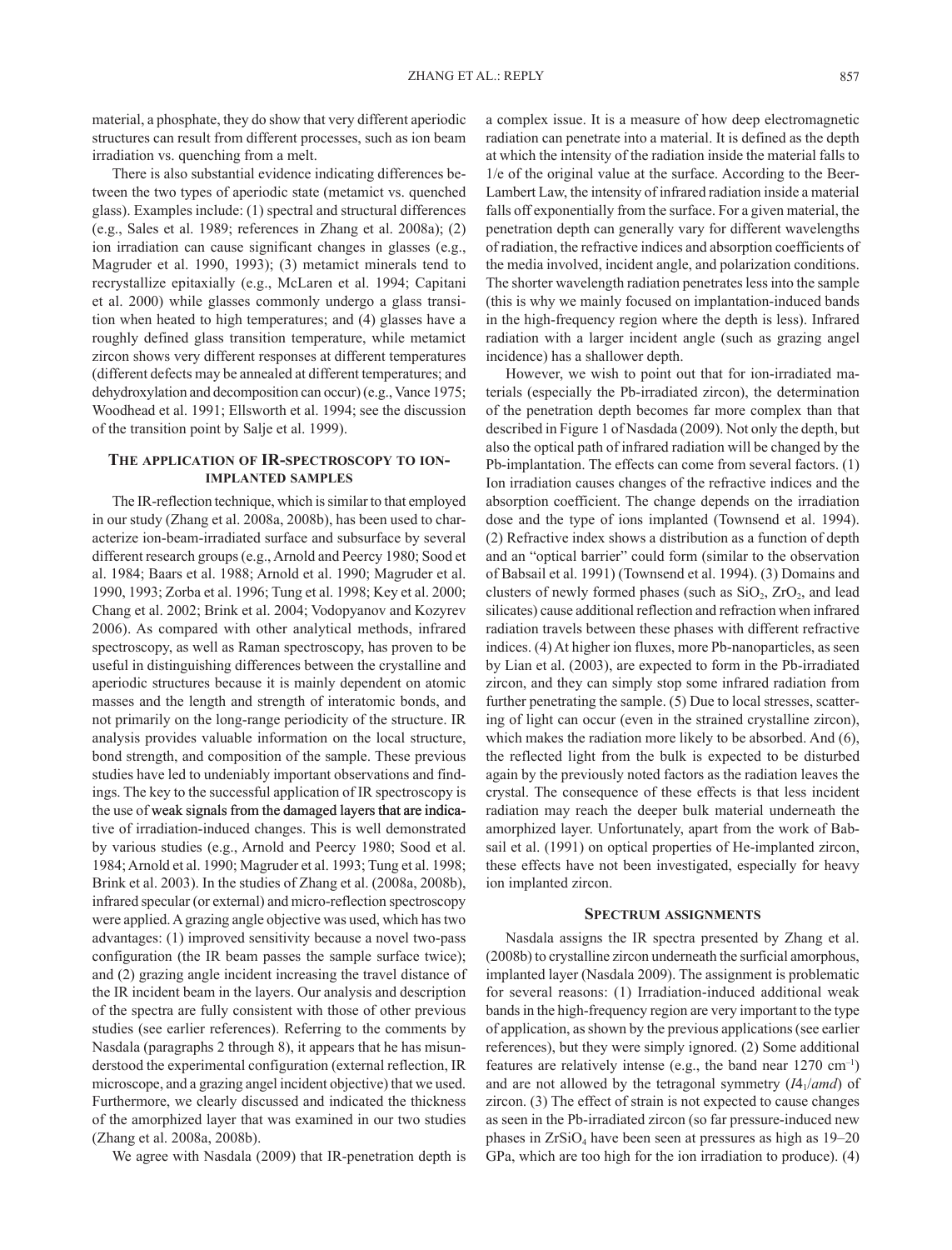material, a phosphate, they do show that very different aperiodic structures can result from different processes, such as ion beam irradiation vs. quenching from a melt.

There is also substantial evidence indicating differences between the two types of aperiodic state (metamict vs. quenched glass). Examples include: (1) spectral and structural differences (e.g., Sales et al. 1989; references in Zhang et al. 2008a); (2) ion irradiation can cause significant changes in glasses (e.g., Magruder et al. 1990, 1993); (3) metamict minerals tend to recrystallize epitaxially (e.g., McLaren et al. 1994; Capitani et al. 2000) while glasses commonly undergo a glass transition when heated to high temperatures; and (4) glasses have a roughly defined glass transition temperature, while metamict zircon shows very different responses at different temperatures (different defects may be annealed at different temperatures; and dehydroxylation and decomposition can occur) (e.g., Vance 1975; Woodhead et al. 1991; Ellsworth et al. 1994; see the discussion of the transition point by Salje et al. 1999).

## The application of IR-spectroscopy to ion-implanted samples

The IR-reflection technique, which is similar to that employed in our study (Zhang et al. 2008a, 2008b), has been used to characterize ion-beam-irradiated surface and subsurface by several different research groups (e.g., Arnold and Peercy 1980; Sood et al. 1984; Baars et al. 1988; Arnold et al. 1990; Magruder et al. 1990, 1993; Zorba et al. 1996; Tung et al. 1998; Key et al. 2000; Chang et al. 2002; Brink et al. 2004; Vodopyanov and Kozyrev 2006). As compared with other analytical methods, infrared spectroscopy, as well as Raman spectroscopy, has proven to be useful in distinguishing differences between the crystalline and aperiodic structures because it is mainly dependent on atomic masses and the length and strength of interatomic bonds, and not primarily on the long-range periodicity of the structure. IR analysis provides valuable information on the local structure, bond strength, and composition of the sample. These previous studies have led to undeniably important observations and findings. The key to the successful application of IR spectroscopy is the use of weak signals from the damaged layers that are indicative of irradiation-induced changes. This is well demonstrated by various studies (e.g., Arnold and Peercy 1980; Sood et al. 1984; Arnold et al. 1990; Magruder et al. 1993; Tung et al. 1998; Brink et al. 2003). In the studies of Zhang et al. (2008a, 2008b), infrared specular (or external) and micro-reflection spectroscopy were applied. A grazing angle objective was used, which has two advantages: (1) improved sensitivity because a novel two-pass configuration (the IR beam passes the sample surface twice); and (2) grazing angle incident increasing the travel distance of the IR incident beam in the layers. Our analysis and description of the spectra are fully consistent with those of other previous studies (see earlier references). Referring to the comments by Nasdala (paragraphs 2 through 8), it appears that he has misunderstood the experimental configuration (external reflection, IR microscope, and a grazing angel incident objective) that we used. Furthermore, we clearly discussed and indicated the thickness of the amorphized layer that was examined in our two studies (Zhang et al. 2008a, 2008b).

We agree with Nasdala (2009) that IR-penetration depth is a complex issue. It is a measure of how deep electromagnetic radiation can penetrate into a material. It is defined as the depth at which the intensity of the radiation inside the material falls to 1/e of the original value at the surface. According to the Beer-Lambert Law, the intensity of infrared radiation inside a material falls off exponentially from the surface. For a given material, the penetration depth can generally vary for different wavelengths of radiation, the refractive indices and absorption coefficients of the media involved, incident angle, and polarization conditions. The shorter wavelength radiation penetrates less into the sample (this is why we mainly focused on implantation-induced bands in the high-frequency region where the depth is less). Infrared radiation with a larger incident angle (such as grazing angel incidence) has a shallower depth.

However, we wish to point out that for ion-irradiated materials (especially the Pb-irradiated zircon), the determination of the penetration depth becomes far more complex than that described in Figure 1 of Nasdada (2009). Not only the depth, but also the optical path of infrared radiation will be changed by the Pb-implantation. The effects can come from several factors. (1) Ion irradiation causes changes of the refractive indices and the absorption coefficient. The change depends on the irradiation dose and the type of ions implanted (Townsend et al. 1994). (2) Refractive index shows a distribution as a function of depth and an "optical barrier" could form (similar to the observation of Babsail et al. 1991) (Townsend et al. 1994). (3) Domains and clusters of newly formed phases (such as $SiO_2$, $ZrO_2$, and lead silicates) cause additional reflection and refraction when infrared radiation travels between these phases with different refractive indices. (4) At higher ion fluxes, more Pb-nanoparticles, as seen by Lian et al. (2003), are expected to form in the Pb-irradiated zircon, and they can simply stop some infrared radiation from further penetrating the sample. (5) Due to local stresses, scattering of light can occur (even in the strained crystalline zircon), which makes the radiation more likely to be absorbed. And (6), the reflected light from the bulk is expected to be disturbed again by the previously noted factors as the radiation leaves the crystal. The consequence of these effects is that less incident radiation may reach the deeper bulk material underneath the amorphized layer. Unfortunately, apart from the work of Babsail et al. (1991) on optical properties of He-implanted zircon, these effects have not been investigated, especially for heavy ion implanted zircon.

## Spectrum assignments

Nasdala assigns the IR spectra presented by Zhang et al. (2008b) to crystalline zircon underneath the surficial amorphous, implanted layer (Nasdala 2009). The assignment is problematic for several reasons: (1) Irradiation-induced additional weak bands in the high-frequency region are very important to the type of application, as shown by the previous applications (see earlier references), but they were simply ignored. (2) Some additional features are relatively intense (e.g., the band near 1270 $cm^{-1}$) and are not allowed by the tetragonal symmetry ($I4_1/amd$) of zircon. (3) The effect of strain is not expected to cause changes as seen in the Pb-irradiated zircon (so far pressure-induced new phases in $ZrSiO_4$ have been seen at pressures as high as 19–20 GPa, which are too high for the ion irradiation to produce). (4)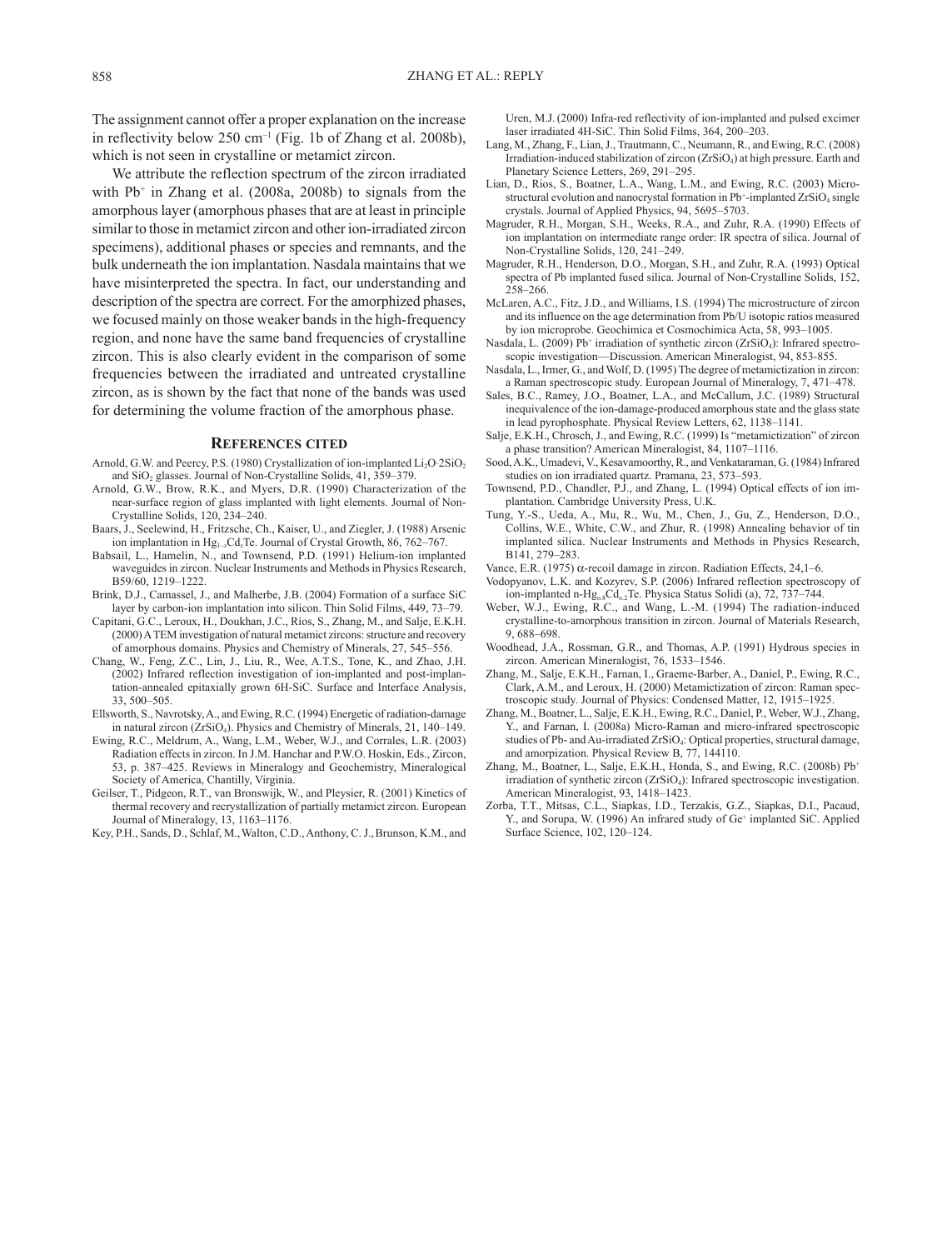The assignment cannot offer a proper explanation on the increase in reflectivity below 250 $cm^{-1}$ (Fig. 1b of Zhang et al. 2008b), which is not seen in crystalline or metamict zircon.

We attribute the reflection spectrum of the zircon irradiated with $Pb^+$ in Zhang et al. (2008a, 2008b) to signals from the amorphous layer (amorphous phases that are at least in principle similar to those in metamict zircon and other ion-irradiated zircon specimens), additional phases or species and remnants, and the bulk underneath the ion implantation. Nasdala maintains that we have misinterpreted the spectra. In fact, our understanding and description of the spectra are correct. For the amorphized phases, we focused mainly on those weaker bands in the high-frequency region, and none have the same band frequencies of crystalline zircon. This is also clearly evident in the comparison of some frequencies between the irradiated and untreated crystalline zircon, as is shown by the fact that none of the bands was used for determining the volume fraction of the amorphous phase.

## References cited

Arnold, G.W. and Peercy, P.S. (1980) Crystallization of ion-implanted $Li_2O{\cdot}2SiO_2$ and $SiO_2$ glasses. Journal of Non-Crystalline Solids, 41, 359–379.

Arnold, G.W., Brow, R.K., and Myers, D.R. (1990) Characterization of the near-surface region of glass implanted with light elements. Journal of Non-Crystalline Solids, 120, 234–240.

Baars, J., Seelewind, H., Fritzsche, Ch., Kaiser, U., and Ziegler, J. (1988) Arsenic ion implantation in $Hg_{1-x}Cd_xTe$. Journal of Crystal Growth, 86, 762–767.

Babsail, L., Hamelin, N., and Townsend, P.D. (1991) Helium-ion implanted waveguides in zircon. Nuclear Instruments and Methods in Physics Research, B59/60, 1219–1222.

Brink, D.J., Camassel, J., and Malherbe, J.B. (2004) Formation of a surface SiC layer by carbon-ion implantation into silicon. Thin Solid Films, 449, 73–79.

Capitani, G.C., Leroux, H., Doukhan, J.C., Rios, S., Zhang, M., and Salje, E.K.H. (2000) A TEM investigation of natural metamict zircons: structure and recovery of amorphous domains. Physics and Chemistry of Minerals, 27, 545–556.

Chang, W., Feng, Z.C., Lin, J., Liu, R., Wee, A.T.S., Tone, K., and Zhao, J.H. (2002) Infrared reflection investigation of ion-implanted and post-implantation-annealed epitaxially grown 6H-SiC. Surface and Interface Analysis, 33, 500–505.

Ellsworth, S., Navrotsky, A., and Ewing, R.C. (1994) Energetic of radiation-damage in natural zircon ($ZrSiO_4$). Physics and Chemistry of Minerals, 21, 140–149.

Ewing, R.C., Meldrum, A., Wang, L.M., Weber, W.J., and Corrales, L.R. (2003) Radiation effects in zircon. In J.M. Hanchar and P.W.O. Hoskin, Eds., Zircon, 53, p. 387–425. Reviews in Mineralogy and Geochemistry, Mineralogical Society of America, Chantilly, Virginia.

Geilser, T., Pidgeon, R.T., van Bronswijk, W., and Pleysier, R. (2001) Kinetics of thermal recovery and recrystallization of partially metamict zircon. European Journal of Mineralogy, 13, 1163–1176.

Key, P.H., Sands, D., Schlaf, M., Walton, C.D., Anthony, C. J., Brunson, K.M., and Uren, M.J. (2000) Infra-red reflectivity of ion-implanted and pulsed excimer laser irradiated 4H-SiC. Thin Solid Films, 364, 200–203.

Lang, M., Zhang, F., Lian, J., Trautmann, C., Neumann, R., and Ewing, R.C. (2008) Irradiation-induced stabilization of zircon ($ZrSiO_4$) at high pressure. Earth and Planetary Science Letters, 269, 291–295.

Lian, D., Rios, S., Boatner, L.A., Wang, L.M., and Ewing, R.C. (2003) Microstructural evolution and nanocrystal formation in $Pb^+$-implanted $ZrSiO_4$ single crystals. Journal of Applied Physics, 94, 5695–5703.

Magruder, R.H., Morgan, S.H., Weeks, R.A., and Zuhr, R.A. (1990) Effects of ion implantation on intermediate range order: IR spectra of silica. Journal of Non-Crystalline Solids, 120, 241–249.

Magruder, R.H., Henderson, D.O., Morgan, S.H., and Zuhr, R.A. (1993) Optical spectra of Pb implanted fused silica. Journal of Non-Crystalline Solids, 152, 258–266.

McLaren, A.C., Fitz, J.D., and Williams, I.S. (1994) The microstructure of zircon and its influence on the age determination from Pb/U isotopic ratios measured by ion microprobe. Geochimica et Cosmochimica Acta, 58, 993–1005.

Nasdala, L. (2009) $Pb^+$ irradiation of synthetic zircon ($ZrSiO_4$): Infrared spectroscopic investigation—Discussion. American Mineralogist, 94, 853-855.

Nasdala, L., Irmer, G., and Wolf, D. (1995) The degree of metamictization in zircon: a Raman spectroscopic study. European Journal of Mineralogy, 7, 471–478.

Sales, B.C., Ramey, J.O., Boatner, L.A., and McCallum, J.C. (1989) Structural inequivalence of the ion-damage-produced amorphous state and the glass state in lead pyrophosphate. Physical Review Letters, 62, 1138–1141.

Salje, E.K.H., Chrosch, J., and Ewing, R.C. (1999) Is "metamictization" of zircon a phase transition? American Mineralogist, 84, 1107–1116.

Sood, A.K., Umadevi, V., Kesavamoorthy, R., and Venkataraman, G. (1984) Infrared studies on ion irradiated quartz. Pramana, 23, 573–593.

Townsend, P.D., Chandler, P.J., and Zhang, L. (1994) Optical effects of ion implantation. Cambridge University Press, U.K.

Tung, Y.-S., Ueda, A., Mu, R., Wu, M., Chen, J., Gu, Z., Henderson, D.O., Collins, W.E., White, C.W., and Zhur, R. (1998) Annealing behavior of tin implanted silica. Nuclear Instruments and Methods in Physics Research, B141, 279–283.

Vance, E.R. (1975) α-recoil damage in zircon. Radiation Effects, 24,1–6.

Vodopyanov, L.K. and Kozyrev, S.P. (2006) Infrared reflection spectroscopy of ion-implanted n-$Hg_{0.8}Cd_{0.2}Te$. Physica Status Solidi (a), 72, 737–744.

Weber, W.J., Ewing, R.C., and Wang, L.-M. (1994) The radiation-induced crystalline-to-amorphous transition in zircon. Journal of Materials Research, 9, 688–698.

Woodhead, J.A., Rossman, G.R., and Thomas, A.P. (1991) Hydrous species in zircon. American Mineralogist, 76, 1533–1546.

Zhang, M., Salje, E.K.H., Farnan, I., Graeme-Barber, A., Daniel, P., Ewing, R.C., Clark, A.M., and Leroux, H. (2000) Metamictization of zircon: Raman spectroscopic study. Journal of Physics: Condensed Matter, 12, 1915–1925.

Zhang, M., Boatner, L., Salje, E.K.H., Ewing, R.C., Daniel, P., Weber, W.J., Zhang, Y., and Farnan, I. (2008a) Micro-Raman and micro-infrared spectroscopic studies of Pb- and Au-irradiated $ZrSiO_4$: Optical properties, structural damage, and amorpization. Physical Review B, 77, 144110.

Zhang, M., Boatner, L., Salje, E.K.H., Honda, S., and Ewing, R.C. (2008b) $Pb^+$ irradiation of synthetic zircon ($ZrSiO_4$): Infrared spectroscopic investigation. American Mineralogist, 93, 1418–1423.

Zorba, T.T., Mitsas, C.L., Siapkas, I.D., Terzakis, G.Z., Siapkas, D.I., Pacaud, Y., and Sorupa, W. (1996) An infrared study of $Ge^+$ implanted SiC. Applied Surface Science, 102, 120–124.